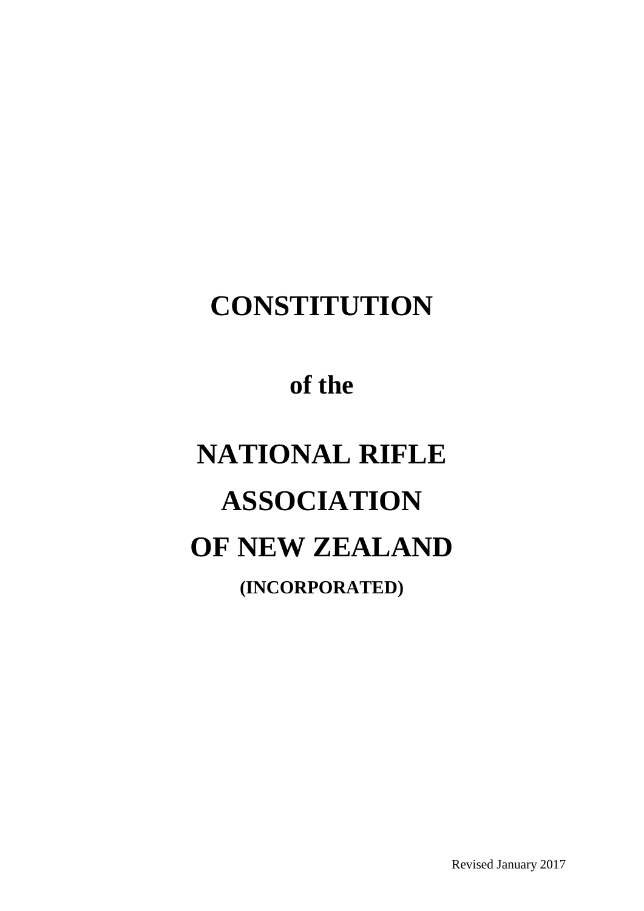# CONSTITUTION

## of the

# NATIONAL RIFLE ASSOCIATION OF NEW ZEALAND

### (INCORPORATED)

Revised January 2017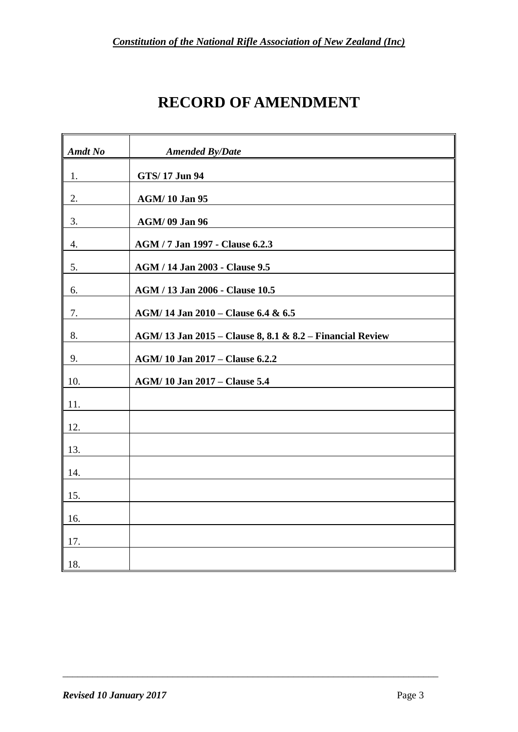# RECORD OF AMENDMENT

| *Amdt No* | *Amended By/Date* |
|---|---|
| 1. | **GTS/ 17 Jun 94** |
| 2. | **AGM/ 10 Jan 95** |
| 3. | **AGM/ 09 Jan 96** |
| 4. | **AGM / 7 Jan 1997 - Clause 6.2.3** |
| 5. | **AGM / 14 Jan 2003 - Clause 9.5** |
| 6. | **AGM / 13 Jan 2006 - Clause 10.5** |
| 7. | **AGM/ 14 Jan 2010 – Clause 6.4 & 6.5** |
| 8. | **AGM/ 13 Jan 2015 – Clause 8, 8.1 & 8.2 – Financial Review** |
| 9. | **AGM/ 10 Jan 2017 – Clause 6.2.2** |
| 10. | **AGM/ 10 Jan 2017 – Clause 5.4** |
| 11. | |
| 12. | |
| 13. | |
| 14. | |
| 15. | |
| 16. | |
| 17. | |
| 18. | |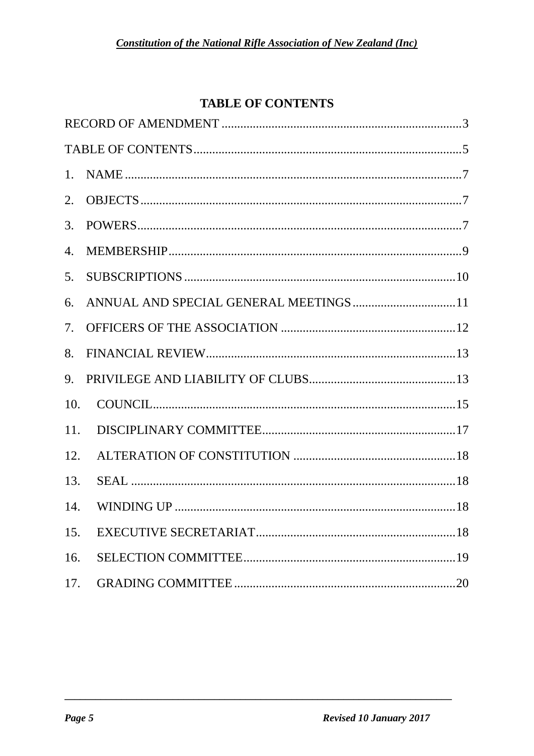## TABLE OF CONTENTS

RECORD OF AMENDMENT ........................................................................... 3

TABLE OF CONTENTS ................................................................................ 5

1. NAME ................................................................................................... 7

2. OBJECTS ............................................................................................... 7

3. POWERS ................................................................................................ 7

4. MEMBERSHIP ....................................................................................... 9

5. SUBSCRIPTIONS ................................................................................. 10

6. ANNUAL AND SPECIAL GENERAL MEETINGS ................................ 11

7. OFFICERS OF THE ASSOCIATION ..................................................... 12

8. FINANCIAL REVIEW ........................................................................... 13

9. PRIVILEGE AND LIABILITY OF CLUBS ............................................ 13

10. COUNCIL ............................................................................................ 15

11. DISCIPLINARY COMMITTEE ............................................................ 17

12. ALTERATION OF CONSTITUTION ................................................... 18

13. SEAL .................................................................................................... 18

14. WINDING UP ....................................................................................... 18

15. EXECUTIVE SECRETARIAT ............................................................... 18

16. SELECTION COMMITTEE ................................................................... 19

17. GRADING COMMITTEE ...................................................................... 20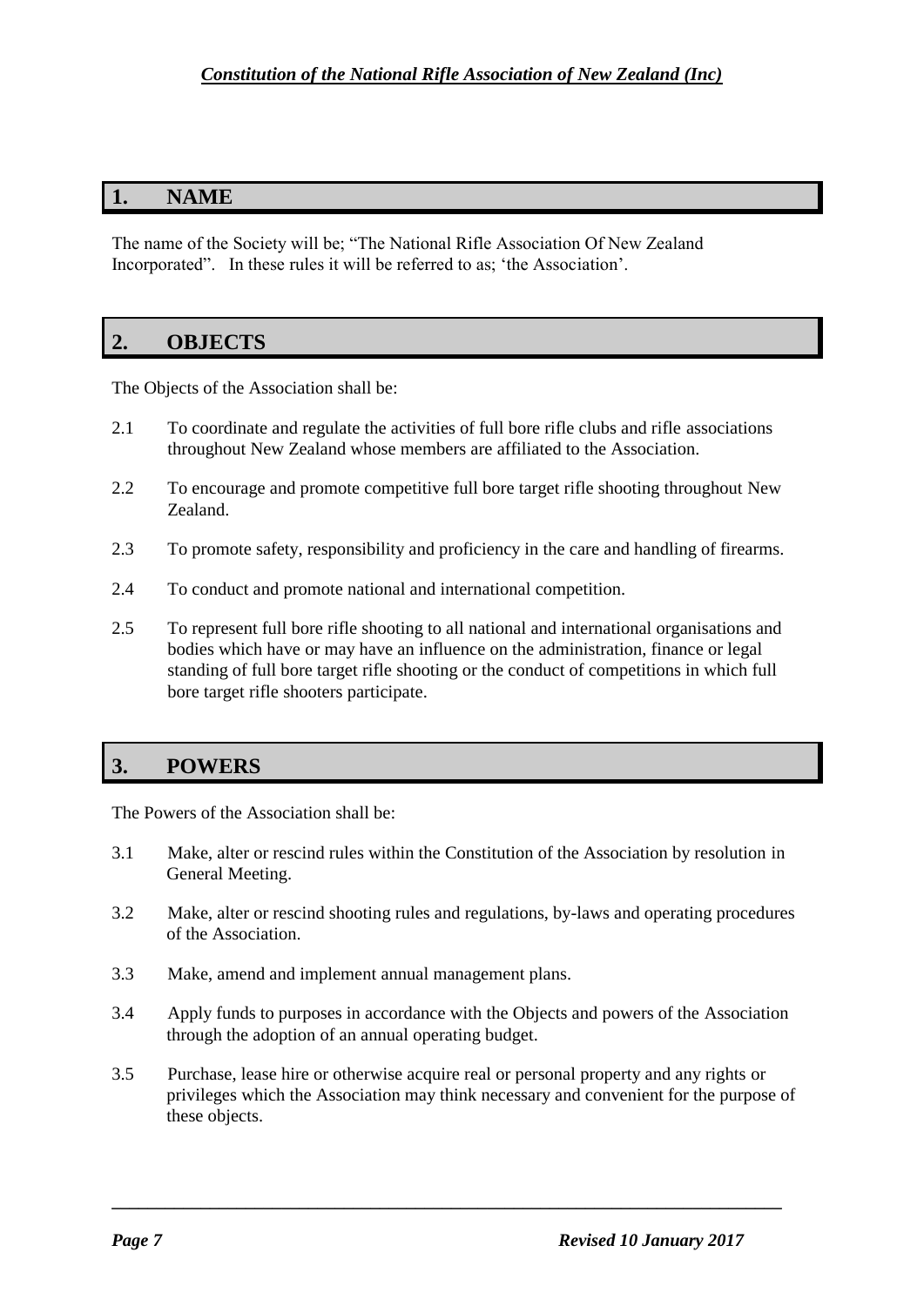## 1. NAME

The name of the Society will be; "The National Rifle Association Of New Zealand Incorporated". In these rules it will be referred to as; 'the Association'.

## 2. OBJECTS

The Objects of the Association shall be:

2.1 To coordinate and regulate the activities of full bore rifle clubs and rifle associations throughout New Zealand whose members are affiliated to the Association.

2.2 To encourage and promote competitive full bore target rifle shooting throughout New Zealand.

2.3 To promote safety, responsibility and proficiency in the care and handling of firearms.

2.4 To conduct and promote national and international competition.

2.5 To represent full bore rifle shooting to all national and international organisations and bodies which have or may have an influence on the administration, finance or legal standing of full bore target rifle shooting or the conduct of competitions in which full bore target rifle shooters participate.

## 3. POWERS

The Powers of the Association shall be:

3.1 Make, alter or rescind rules within the Constitution of the Association by resolution in General Meeting.

3.2 Make, alter or rescind shooting rules and regulations, by-laws and operating procedures of the Association.

3.3 Make, amend and implement annual management plans.

3.4 Apply funds to purposes in accordance with the Objects and powers of the Association through the adoption of an annual operating budget.

3.5 Purchase, lease hire or otherwise acquire real or personal property and any rights or privileges which the Association may think necessary and convenient for the purpose of these objects.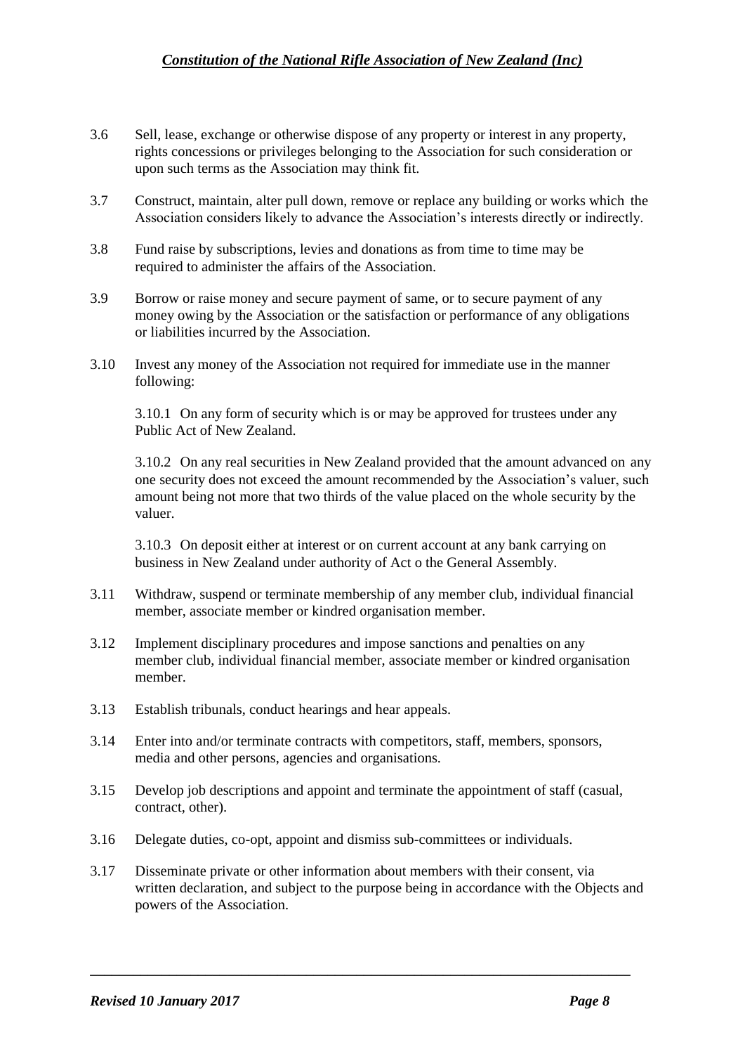3.6 Sell, lease, exchange or otherwise dispose of any property or interest in any property, rights concessions or privileges belonging to the Association for such consideration or upon such terms as the Association may think fit.

3.7 Construct, maintain, alter pull down, remove or replace any building or works which the Association considers likely to advance the Association's interests directly or indirectly.

3.8 Fund raise by subscriptions, levies and donations as from time to time may be required to administer the affairs of the Association.

3.9 Borrow or raise money and secure payment of same, or to secure payment of any money owing by the Association or the satisfaction or performance of any obligations or liabilities incurred by the Association.

3.10 Invest any money of the Association not required for immediate use in the manner following:

3.10.1 On any form of security which is or may be approved for trustees under any Public Act of New Zealand.

3.10.2 On any real securities in New Zealand provided that the amount advanced on any one security does not exceed the amount recommended by the Association's valuer, such amount being not more that two thirds of the value placed on the whole security by the valuer.

3.10.3 On deposit either at interest or on current account at any bank carrying on business in New Zealand under authority of Act o the General Assembly.

3.11 Withdraw, suspend or terminate membership of any member club, individual financial member, associate member or kindred organisation member.

3.12 Implement disciplinary procedures and impose sanctions and penalties on any member club, individual financial member, associate member or kindred organisation member.

3.13 Establish tribunals, conduct hearings and hear appeals.

3.14 Enter into and/or terminate contracts with competitors, staff, members, sponsors, media and other persons, agencies and organisations.

3.15 Develop job descriptions and appoint and terminate the appointment of staff (casual, contract, other).

3.16 Delegate duties, co-opt, appoint and dismiss sub-committees or individuals.

3.17 Disseminate private or other information about members with their consent, via written declaration, and subject to the purpose being in accordance with the Objects and powers of the Association.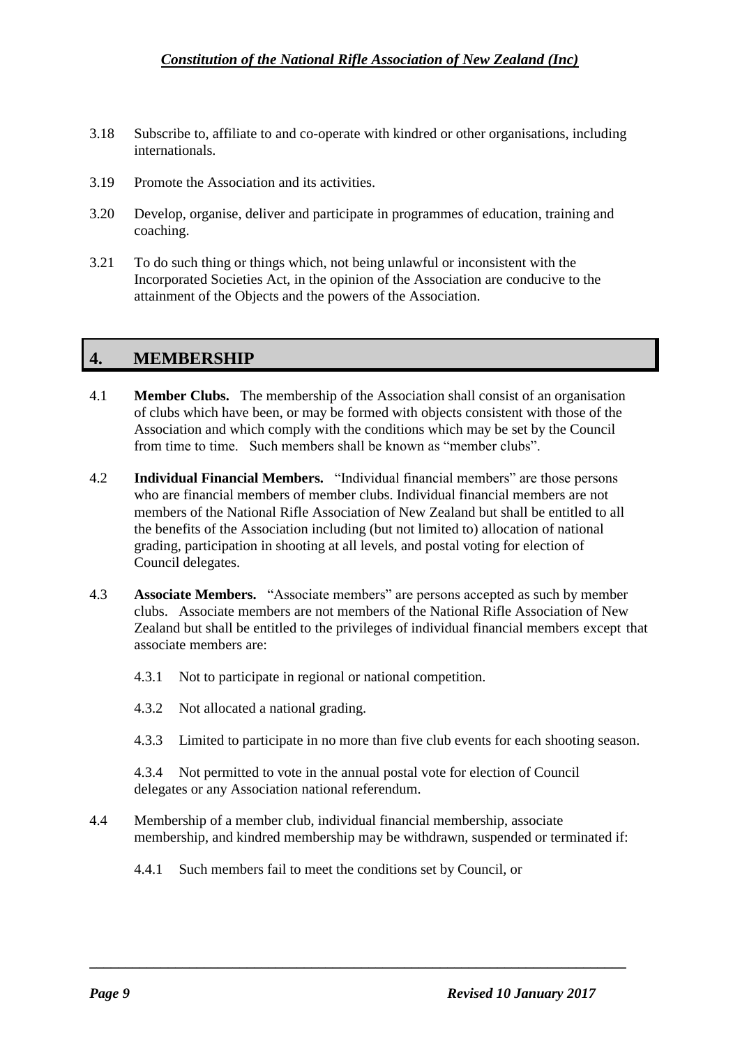3.18 Subscribe to, affiliate to and co-operate with kindred or other organisations, including internationals.

3.19 Promote the Association and its activities.

3.20 Develop, organise, deliver and participate in programmes of education, training and coaching.

3.21 To do such thing or things which, not being unlawful or inconsistent with the Incorporated Societies Act, in the opinion of the Association are conducive to the attainment of the Objects and the powers of the Association.

## 4. MEMBERSHIP

4.1 **Member Clubs.** The membership of the Association shall consist of an organisation of clubs which have been, or may be formed with objects consistent with those of the Association and which comply with the conditions which may be set by the Council from time to time. Such members shall be known as "member clubs".

4.2 **Individual Financial Members.** "Individual financial members" are those persons who are financial members of member clubs. Individual financial members are not members of the National Rifle Association of New Zealand but shall be entitled to all the benefits of the Association including (but not limited to) allocation of national grading, participation in shooting at all levels, and postal voting for election of Council delegates.

4.3 **Associate Members.** "Associate members" are persons accepted as such by member clubs. Associate members are not members of the National Rifle Association of New Zealand but shall be entitled to the privileges of individual financial members except that associate members are:

4.3.1 Not to participate in regional or national competition.

4.3.2 Not allocated a national grading.

4.3.3 Limited to participate in no more than five club events for each shooting season.

4.3.4 Not permitted to vote in the annual postal vote for election of Council delegates or any Association national referendum.

4.4 Membership of a member club, individual financial membership, associate membership, and kindred membership may be withdrawn, suspended or terminated if:

4.4.1 Such members fail to meet the conditions set by Council, or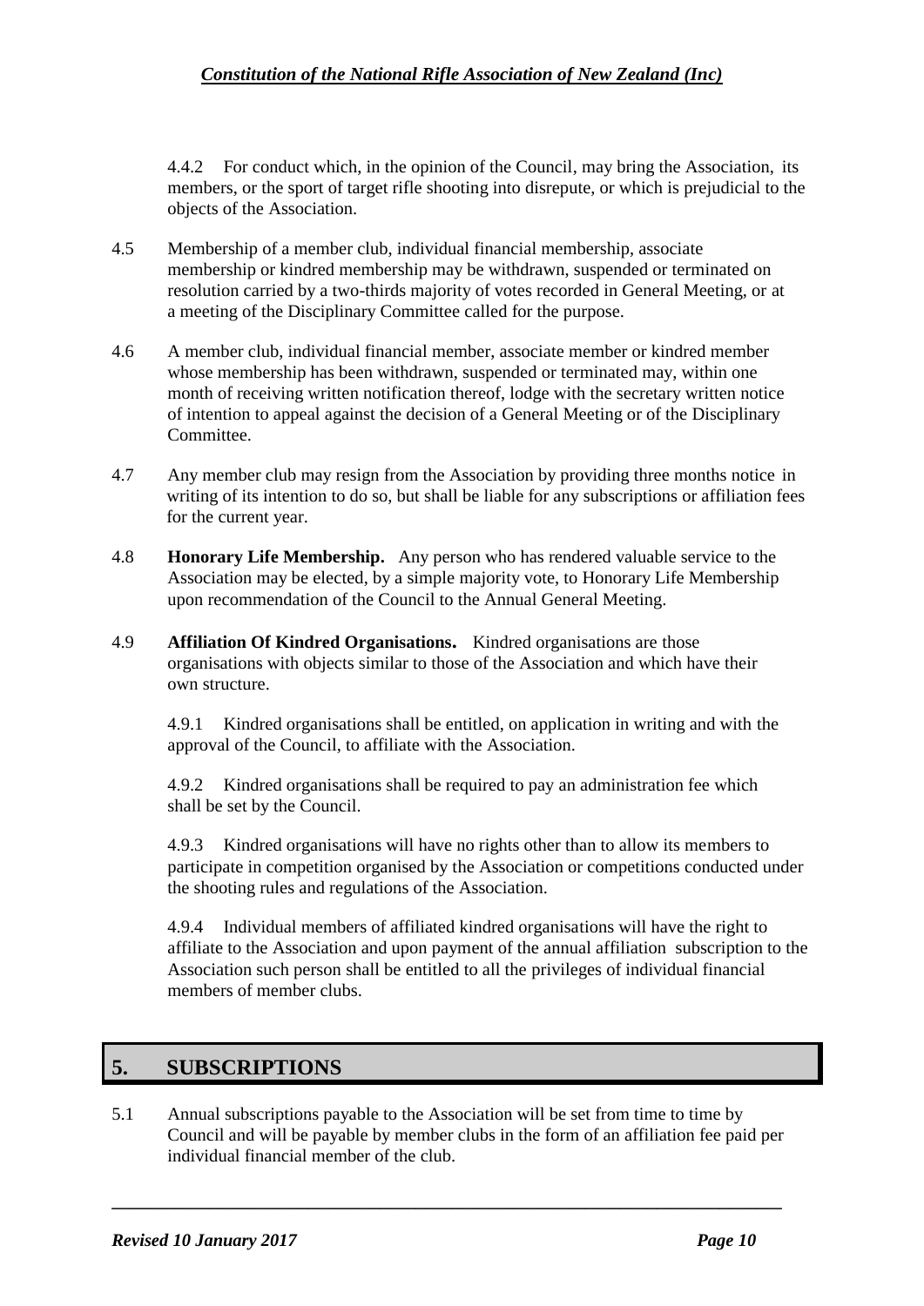4.4.2 For conduct which, in the opinion of the Council, may bring the Association, its members, or the sport of target rifle shooting into disrepute, or which is prejudicial to the objects of the Association.

4.5 Membership of a member club, individual financial membership, associate membership or kindred membership may be withdrawn, suspended or terminated on resolution carried by a two-thirds majority of votes recorded in General Meeting, or at a meeting of the Disciplinary Committee called for the purpose.

4.6 A member club, individual financial member, associate member or kindred member whose membership has been withdrawn, suspended or terminated may, within one month of receiving written notification thereof, lodge with the secretary written notice of intention to appeal against the decision of a General Meeting or of the Disciplinary Committee.

4.7 Any member club may resign from the Association by providing three months notice in writing of its intention to do so, but shall be liable for any subscriptions or affiliation fees for the current year.

4.8 **Honorary Life Membership.** Any person who has rendered valuable service to the Association may be elected, by a simple majority vote, to Honorary Life Membership upon recommendation of the Council to the Annual General Meeting.

4.9 **Affiliation Of Kindred Organisations.** Kindred organisations are those organisations with objects similar to those of the Association and which have their own structure.

4.9.1 Kindred organisations shall be entitled, on application in writing and with the approval of the Council, to affiliate with the Association.

4.9.2 Kindred organisations shall be required to pay an administration fee which shall be set by the Council.

4.9.3 Kindred organisations will have no rights other than to allow its members to participate in competition organised by the Association or competitions conducted under the shooting rules and regulations of the Association.

4.9.4 Individual members of affiliated kindred organisations will have the right to affiliate to the Association and upon payment of the annual affiliation subscription to the Association such person shall be entitled to all the privileges of individual financial members of member clubs.

## 5. SUBSCRIPTIONS

5.1 Annual subscriptions payable to the Association will be set from time to time by Council and will be payable by member clubs in the form of an affiliation fee paid per individual financial member of the club.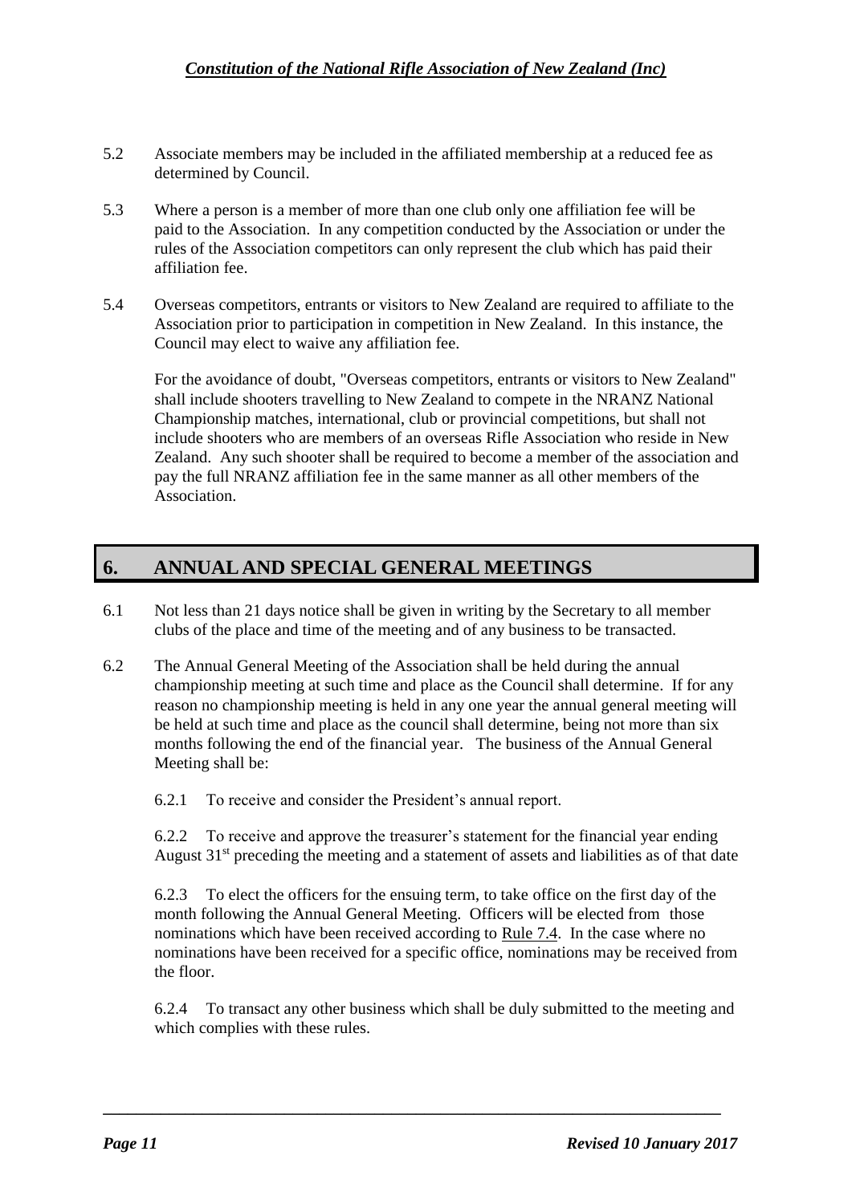5.2 Associate members may be included in the affiliated membership at a reduced fee as determined by Council.

5.3 Where a person is a member of more than one club only one affiliation fee will be paid to the Association. In any competition conducted by the Association or under the rules of the Association competitors can only represent the club which has paid their affiliation fee.

5.4 Overseas competitors, entrants or visitors to New Zealand are required to affiliate to the Association prior to participation in competition in New Zealand. In this instance, the Council may elect to waive any affiliation fee.

For the avoidance of doubt, "Overseas competitors, entrants or visitors to New Zealand" shall include shooters travelling to New Zealand to compete in the NRANZ National Championship matches, international, club or provincial competitions, but shall not include shooters who are members of an overseas Rifle Association who reside in New Zealand. Any such shooter shall be required to become a member of the association and pay the full NRANZ affiliation fee in the same manner as all other members of the Association.

## 6. ANNUAL AND SPECIAL GENERAL MEETINGS

6.1 Not less than 21 days notice shall be given in writing by the Secretary to all member clubs of the place and time of the meeting and of any business to be transacted.

6.2 The Annual General Meeting of the Association shall be held during the annual championship meeting at such time and place as the Council shall determine. If for any reason no championship meeting is held in any one year the annual general meeting will be held at such time and place as the council shall determine, being not more than six months following the end of the financial year. The business of the Annual General Meeting shall be:

6.2.1 To receive and consider the President's annual report.

6.2.2 To receive and approve the treasurer's statement for the financial year ending August 31st preceding the meeting and a statement of assets and liabilities as of that date

6.2.3 To elect the officers for the ensuing term, to take office on the first day of the month following the Annual General Meeting. Officers will be elected from those nominations which have been received according to Rule 7.4. In the case where no nominations have been received for a specific office, nominations may be received from the floor.

6.2.4 To transact any other business which shall be duly submitted to the meeting and which complies with these rules.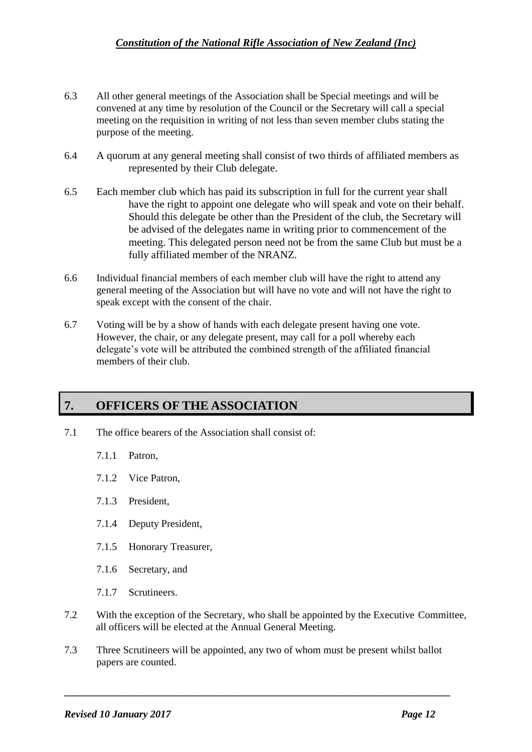6.3 All other general meetings of the Association shall be Special meetings and will be convened at any time by resolution of the Council or the Secretary will call a special meeting on the requisition in writing of not less than seven member clubs stating the purpose of the meeting.

6.4 A quorum at any general meeting shall consist of two thirds of affiliated members as represented by their Club delegate.

6.5 Each member club which has paid its subscription in full for the current year shall have the right to appoint one delegate who will speak and vote on their behalf. Should this delegate be other than the President of the club, the Secretary will be advised of the delegates name in writing prior to commencement of the meeting. This delegated person need not be from the same Club but must be a fully affiliated member of the NRANZ.

6.6 Individual financial members of each member club will have the right to attend any general meeting of the Association but will have no vote and will not have the right to speak except with the consent of the chair.

6.7 Voting will be by a show of hands with each delegate present having one vote. However, the chair, or any delegate present, may call for a poll whereby each delegate's vote will be attributed the combined strength of the affiliated financial members of their club.

## 7. OFFICERS OF THE ASSOCIATION

7.1 The office bearers of the Association shall consist of:

- 7.1.1 Patron,
- 7.1.2 Vice Patron,
- 7.1.3 President,
- 7.1.4 Deputy President,
- 7.1.5 Honorary Treasurer,
- 7.1.6 Secretary, and
- 7.1.7 Scrutineers.

7.2 With the exception of the Secretary, who shall be appointed by the Executive Committee, all officers will be elected at the Annual General Meeting.

7.3 Three Scrutineers will be appointed, any two of whom must be present whilst ballot papers are counted.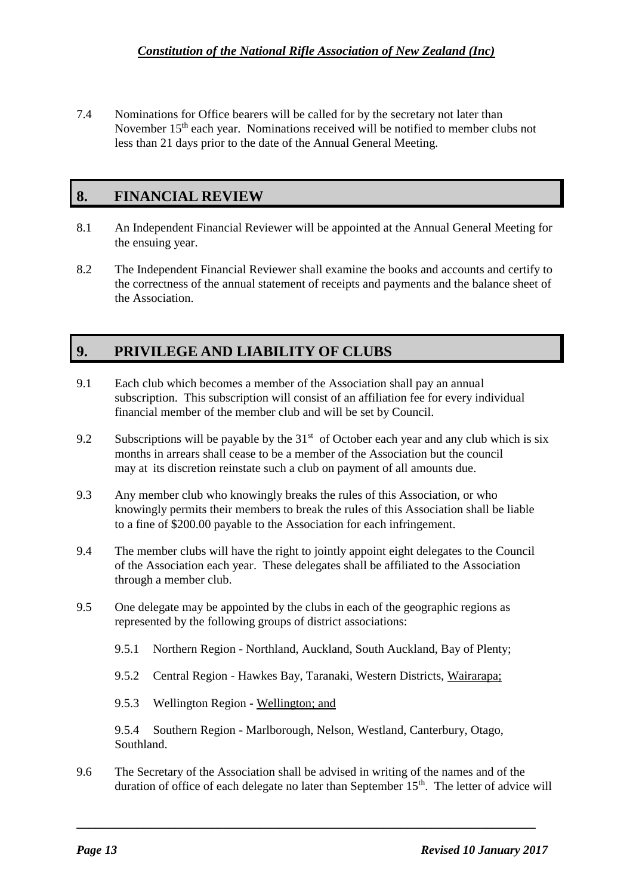7.4 Nominations for Office bearers will be called for by the secretary not later than November 15th each year. Nominations received will be notified to member clubs not less than 21 days prior to the date of the Annual General Meeting.

## 8. FINANCIAL REVIEW

8.1 An Independent Financial Reviewer will be appointed at the Annual General Meeting for the ensuing year.

8.2 The Independent Financial Reviewer shall examine the books and accounts and certify to the correctness of the annual statement of receipts and payments and the balance sheet of the Association.

## 9. PRIVILEGE AND LIABILITY OF CLUBS

9.1 Each club which becomes a member of the Association shall pay an annual subscription. This subscription will consist of an affiliation fee for every individual financial member of the member club and will be set by Council.

9.2 Subscriptions will be payable by the 31st of October each year and any club which is six months in arrears shall cease to be a member of the Association but the council may at its discretion reinstate such a club on payment of all amounts due.

9.3 Any member club who knowingly breaks the rules of this Association, or who knowingly permits their members to break the rules of this Association shall be liable to a fine of $200.00 payable to the Association for each infringement.

9.4 The member clubs will have the right to jointly appoint eight delegates to the Council of the Association each year. These delegates shall be affiliated to the Association through a member club.

9.5 One delegate may be appointed by the clubs in each of the geographic regions as represented by the following groups of district associations:

9.5.1 Northern Region - Northland, Auckland, South Auckland, Bay of Plenty;

9.5.2 Central Region - Hawkes Bay, Taranaki, Western Districts, <u>Wairarapa;</u>

9.5.3 Wellington Region - <u>Wellington; and</u>

9.5.4 Southern Region - Marlborough, Nelson, Westland, Canterbury, Otago, Southland.

9.6 The Secretary of the Association shall be advised in writing of the names and of the duration of office of each delegate no later than September 15th. The letter of advice will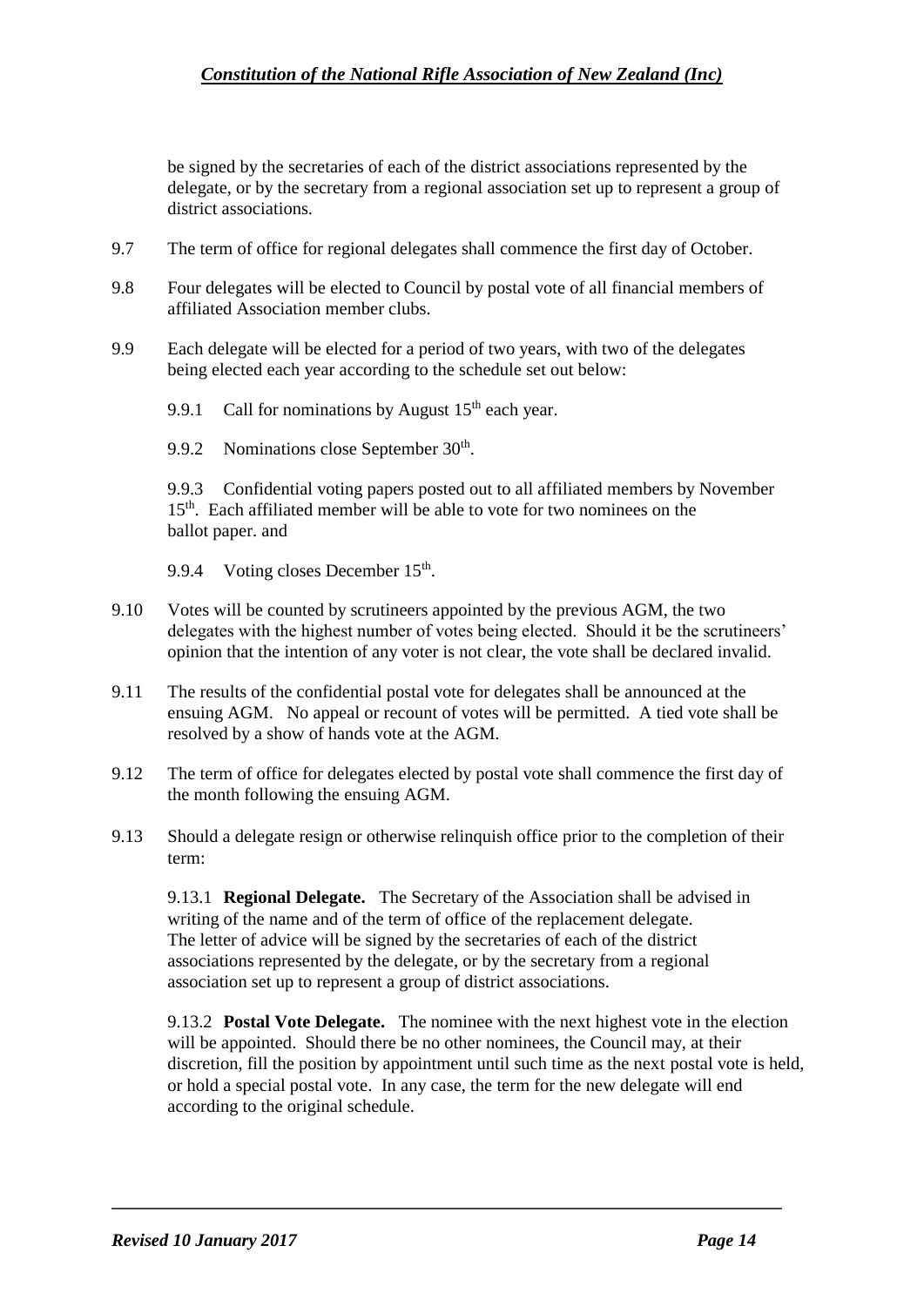be signed by the secretaries of each of the district associations represented by the delegate, or by the secretary from a regional association set up to represent a group of district associations.

9.7 The term of office for regional delegates shall commence the first day of October.

9.8 Four delegates will be elected to Council by postal vote of all financial members of affiliated Association member clubs.

9.9 Each delegate will be elected for a period of two years, with two of the delegates being elected each year according to the schedule set out below:

9.9.1 Call for nominations by August 15th each year.

9.9.2 Nominations close September 30th.

9.9.3 Confidential voting papers posted out to all affiliated members by November 15th. Each affiliated member will be able to vote for two nominees on the ballot paper. and

9.9.4 Voting closes December 15th.

9.10 Votes will be counted by scrutineers appointed by the previous AGM, the two delegates with the highest number of votes being elected. Should it be the scrutineers' opinion that the intention of any voter is not clear, the vote shall be declared invalid.

9.11 The results of the confidential postal vote for delegates shall be announced at the ensuing AGM. No appeal or recount of votes will be permitted. A tied vote shall be resolved by a show of hands vote at the AGM.

9.12 The term of office for delegates elected by postal vote shall commence the first day of the month following the ensuing AGM.

9.13 Should a delegate resign or otherwise relinquish office prior to the completion of their term:

9.13.1 **Regional Delegate.** The Secretary of the Association shall be advised in writing of the name and of the term of office of the replacement delegate. The letter of advice will be signed by the secretaries of each of the district associations represented by the delegate, or by the secretary from a regional association set up to represent a group of district associations.

9.13.2 **Postal Vote Delegate.** The nominee with the next highest vote in the election will be appointed. Should there be no other nominees, the Council may, at their discretion, fill the position by appointment until such time as the next postal vote is held, or hold a special postal vote. In any case, the term for the new delegate will end according to the original schedule.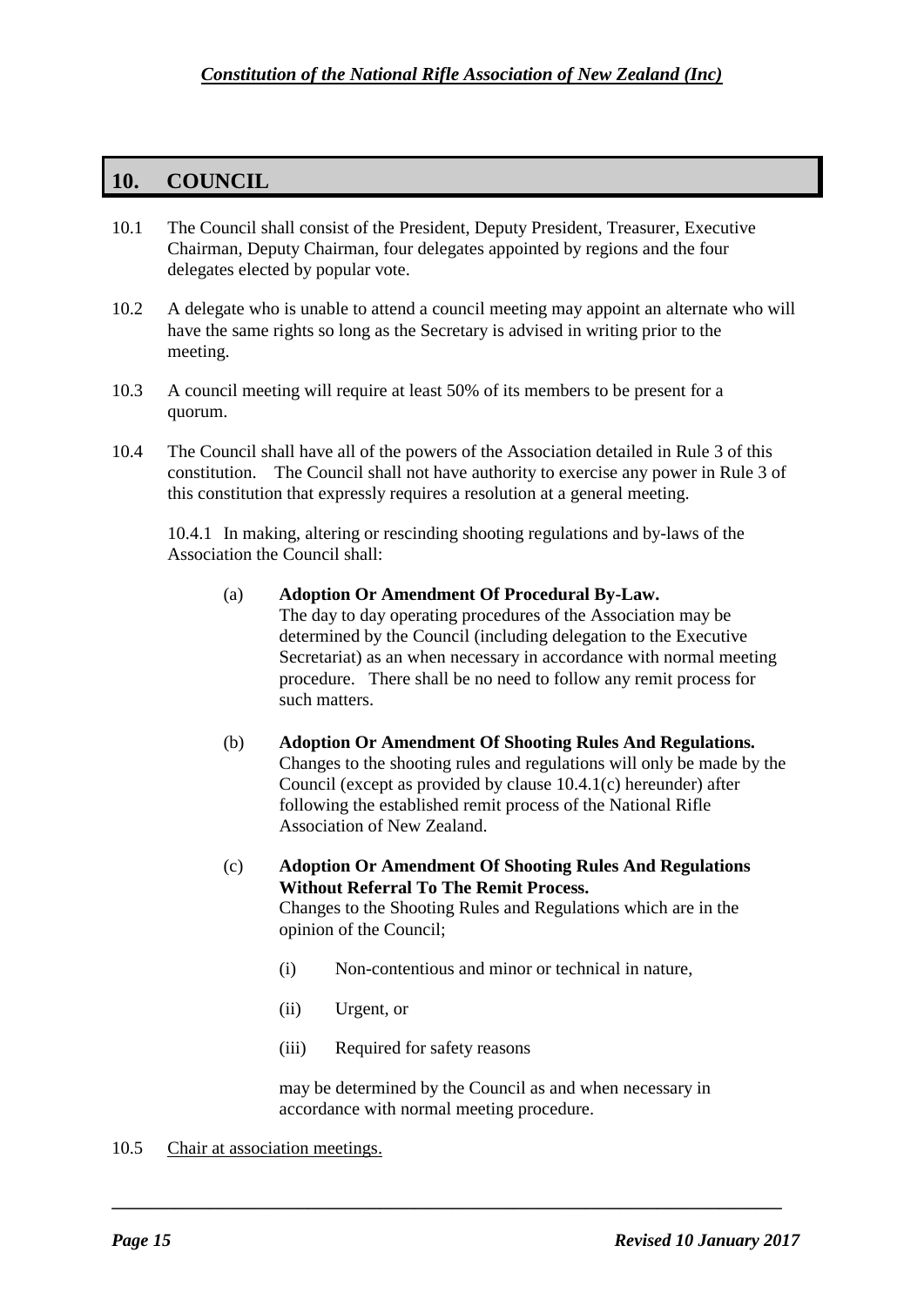## 10. COUNCIL

10.1 The Council shall consist of the President, Deputy President, Treasurer, Executive Chairman, Deputy Chairman, four delegates appointed by regions and the four delegates elected by popular vote.

10.2 A delegate who is unable to attend a council meeting may appoint an alternate who will have the same rights so long as the Secretary is advised in writing prior to the meeting.

10.3 A council meeting will require at least 50% of its members to be present for a quorum.

10.4 The Council shall have all of the powers of the Association detailed in Rule 3 of this constitution. The Council shall not have authority to exercise any power in Rule 3 of this constitution that expressly requires a resolution at a general meeting.

10.4.1 In making, altering or rescinding shooting regulations and by-laws of the Association the Council shall:

(a) **Adoption Or Amendment Of Procedural By-Law.**
The day to day operating procedures of the Association may be determined by the Council (including delegation to the Executive Secretariat) as an when necessary in accordance with normal meeting procedure. There shall be no need to follow any remit process for such matters.

(b) **Adoption Or Amendment Of Shooting Rules And Regulations.**
Changes to the shooting rules and regulations will only be made by the Council (except as provided by clause 10.4.1(c) hereunder) after following the established remit process of the National Rifle Association of New Zealand.

(c) **Adoption Or Amendment Of Shooting Rules And Regulations Without Referral To The Remit Process.**
Changes to the Shooting Rules and Regulations which are in the opinion of the Council;

(i) Non-contentious and minor or technical in nature,

(ii) Urgent, or

(iii) Required for safety reasons

may be determined by the Council as and when necessary in accordance with normal meeting procedure.

10.5 <u>Chair at association meetings.</u>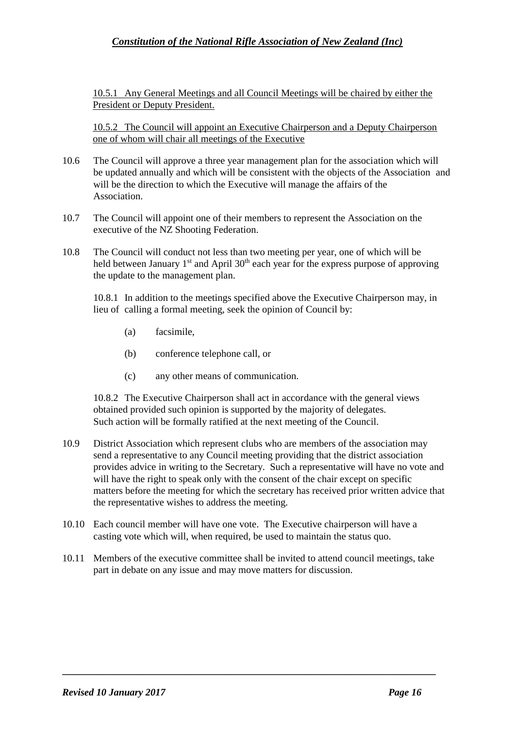10.5.1 Any General Meetings and all Council Meetings will be chaired by either the President or Deputy President.

10.5.2 The Council will appoint an Executive Chairperson and a Deputy Chairperson one of whom will chair all meetings of the Executive

10.6 The Council will approve a three year management plan for the association which will be updated annually and which will be consistent with the objects of the Association and will be the direction to which the Executive will manage the affairs of the Association.

10.7 The Council will appoint one of their members to represent the Association on the executive of the NZ Shooting Federation.

10.8 The Council will conduct not less than two meeting per year, one of which will be held between January 1st and April 30th each year for the express purpose of approving the update to the management plan.

10.8.1 In addition to the meetings specified above the Executive Chairperson may, in lieu of calling a formal meeting, seek the opinion of Council by:

(a) facsimile,

(b) conference telephone call, or

(c) any other means of communication.

10.8.2 The Executive Chairperson shall act in accordance with the general views obtained provided such opinion is supported by the majority of delegates. Such action will be formally ratified at the next meeting of the Council.

10.9 District Association which represent clubs who are members of the association may send a representative to any Council meeting providing that the district association provides advice in writing to the Secretary. Such a representative will have no vote and will have the right to speak only with the consent of the chair except on specific matters before the meeting for which the secretary has received prior written advice that the representative wishes to address the meeting.

10.10 Each council member will have one vote. The Executive chairperson will have a casting vote which will, when required, be used to maintain the status quo.

10.11 Members of the executive committee shall be invited to attend council meetings, take part in debate on any issue and may move matters for discussion.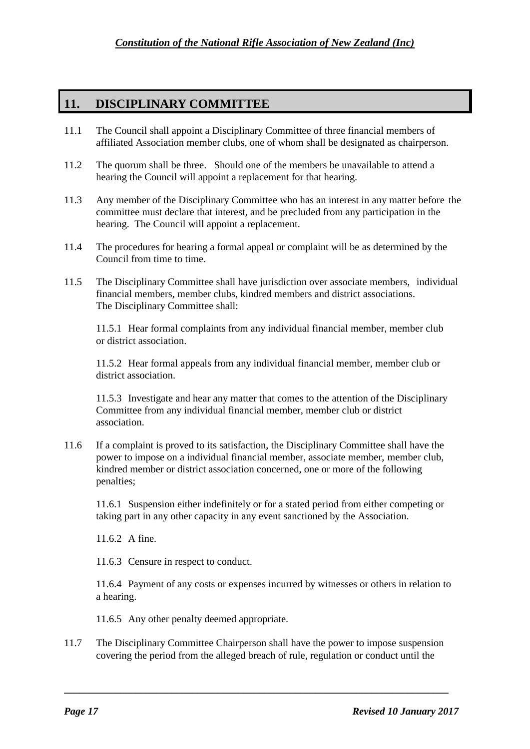## 11. DISCIPLINARY COMMITTEE

11.1 The Council shall appoint a Disciplinary Committee of three financial members of affiliated Association member clubs, one of whom shall be designated as chairperson.

11.2 The quorum shall be three. Should one of the members be unavailable to attend a hearing the Council will appoint a replacement for that hearing.

11.3 Any member of the Disciplinary Committee who has an interest in any matter before the committee must declare that interest, and be precluded from any participation in the hearing. The Council will appoint a replacement.

11.4 The procedures for hearing a formal appeal or complaint will be as determined by the Council from time to time.

11.5 The Disciplinary Committee shall have jurisdiction over associate members, individual financial members, member clubs, kindred members and district associations. The Disciplinary Committee shall:

11.5.1 Hear formal complaints from any individual financial member, member club or district association.

11.5.2 Hear formal appeals from any individual financial member, member club or district association.

11.5.3 Investigate and hear any matter that comes to the attention of the Disciplinary Committee from any individual financial member, member club or district association.

11.6 If a complaint is proved to its satisfaction, the Disciplinary Committee shall have the power to impose on a individual financial member, associate member, member club, kindred member or district association concerned, one or more of the following penalties;

11.6.1 Suspension either indefinitely or for a stated period from either competing or taking part in any other capacity in any event sanctioned by the Association.

11.6.2 A fine.

11.6.3 Censure in respect to conduct.

11.6.4 Payment of any costs or expenses incurred by witnesses or others in relation to a hearing.

11.6.5 Any other penalty deemed appropriate.

11.7 The Disciplinary Committee Chairperson shall have the power to impose suspension covering the period from the alleged breach of rule, regulation or conduct until the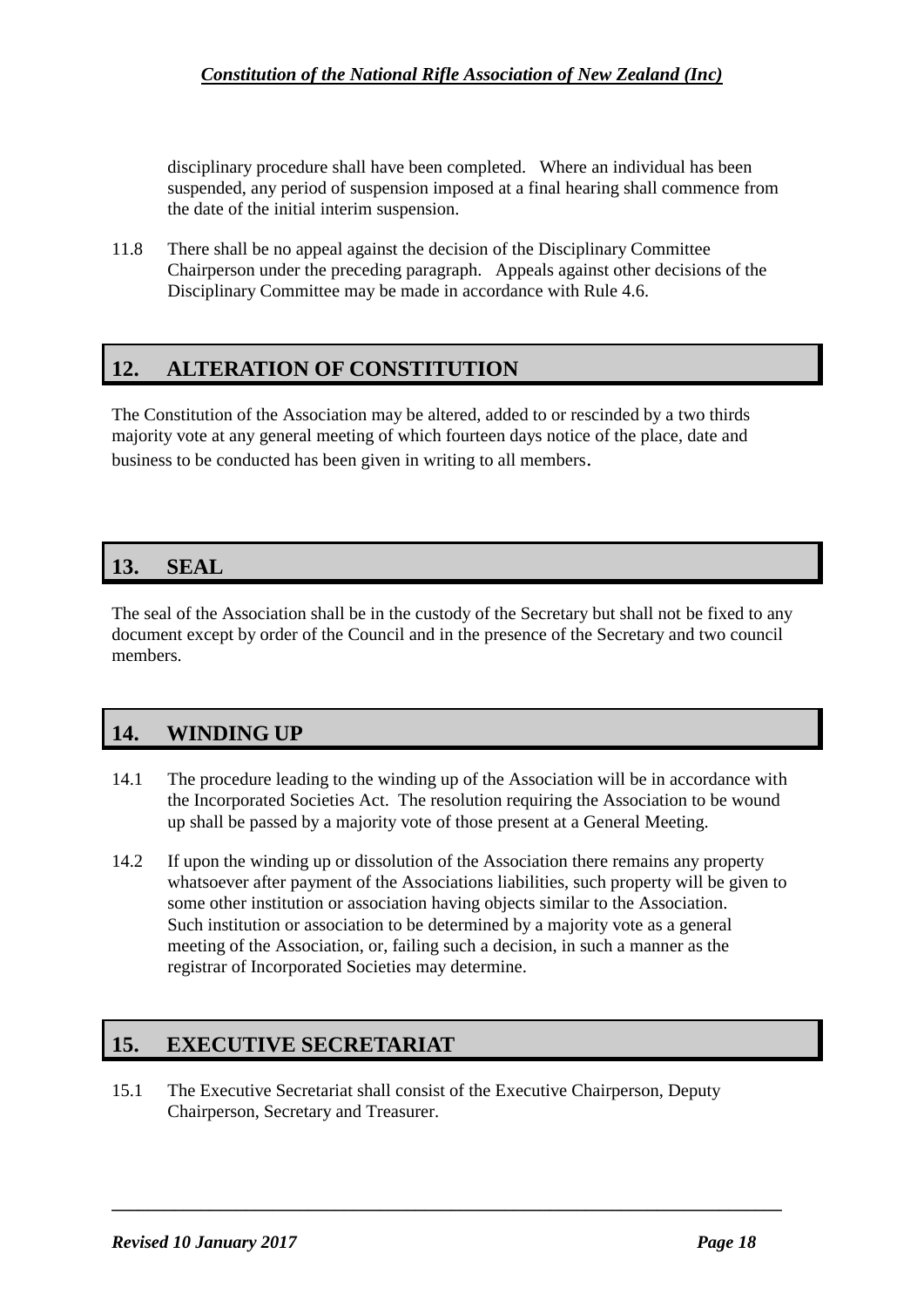disciplinary procedure shall have been completed. Where an individual has been suspended, any period of suspension imposed at a final hearing shall commence from the date of the initial interim suspension.

11.8 There shall be no appeal against the decision of the Disciplinary Committee Chairperson under the preceding paragraph. Appeals against other decisions of the Disciplinary Committee may be made in accordance with Rule 4.6.

## 12. ALTERATION OF CONSTITUTION

The Constitution of the Association may be altered, added to or rescinded by a two thirds majority vote at any general meeting of which fourteen days notice of the place, date and business to be conducted has been given in writing to all members.

## 13. SEAL

The seal of the Association shall be in the custody of the Secretary but shall not be fixed to any document except by order of the Council and in the presence of the Secretary and two council members.

## 14. WINDING UP

14.1 The procedure leading to the winding up of the Association will be in accordance with the Incorporated Societies Act. The resolution requiring the Association to be wound up shall be passed by a majority vote of those present at a General Meeting.

14.2 If upon the winding up or dissolution of the Association there remains any property whatsoever after payment of the Associations liabilities, such property will be given to some other institution or association having objects similar to the Association. Such institution or association to be determined by a majority vote as a general meeting of the Association, or, failing such a decision, in such a manner as the registrar of Incorporated Societies may determine.

## 15. EXECUTIVE SECRETARIAT

15.1 The Executive Secretariat shall consist of the Executive Chairperson, Deputy Chairperson, Secretary and Treasurer.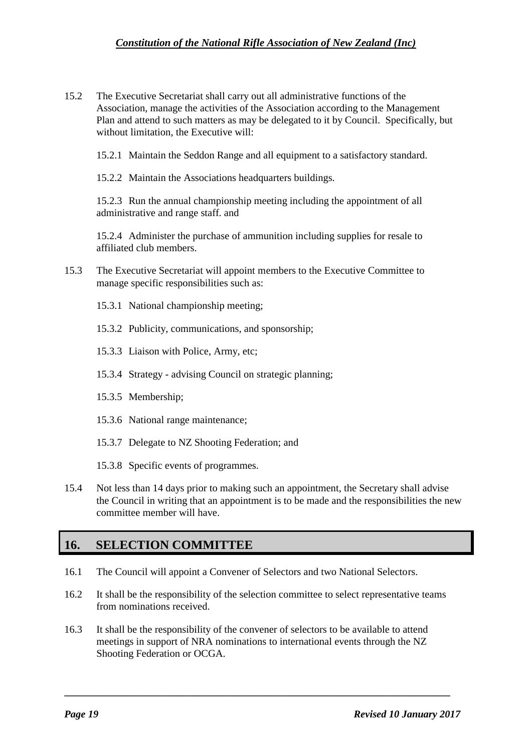15.2 The Executive Secretariat shall carry out all administrative functions of the Association, manage the activities of the Association according to the Management Plan and attend to such matters as may be delegated to it by Council. Specifically, but without limitation, the Executive will:

15.2.1 Maintain the Seddon Range and all equipment to a satisfactory standard.

15.2.2 Maintain the Associations headquarters buildings.

15.2.3 Run the annual championship meeting including the appointment of all administrative and range staff. and

15.2.4 Administer the purchase of ammunition including supplies for resale to affiliated club members.

15.3 The Executive Secretariat will appoint members to the Executive Committee to manage specific responsibilities such as:

15.3.1 National championship meeting;

15.3.2 Publicity, communications, and sponsorship;

15.3.3 Liaison with Police, Army, etc;

15.3.4 Strategy - advising Council on strategic planning;

15.3.5 Membership;

15.3.6 National range maintenance;

15.3.7 Delegate to NZ Shooting Federation; and

15.3.8 Specific events of programmes.

15.4 Not less than 14 days prior to making such an appointment, the Secretary shall advise the Council in writing that an appointment is to be made and the responsibilities the new committee member will have.

## 16. SELECTION COMMITTEE

16.1 The Council will appoint a Convener of Selectors and two National Selectors.

16.2 It shall be the responsibility of the selection committee to select representative teams from nominations received.

16.3 It shall be the responsibility of the convener of selectors to be available to attend meetings in support of NRA nominations to international events through the NZ Shooting Federation or OCGA.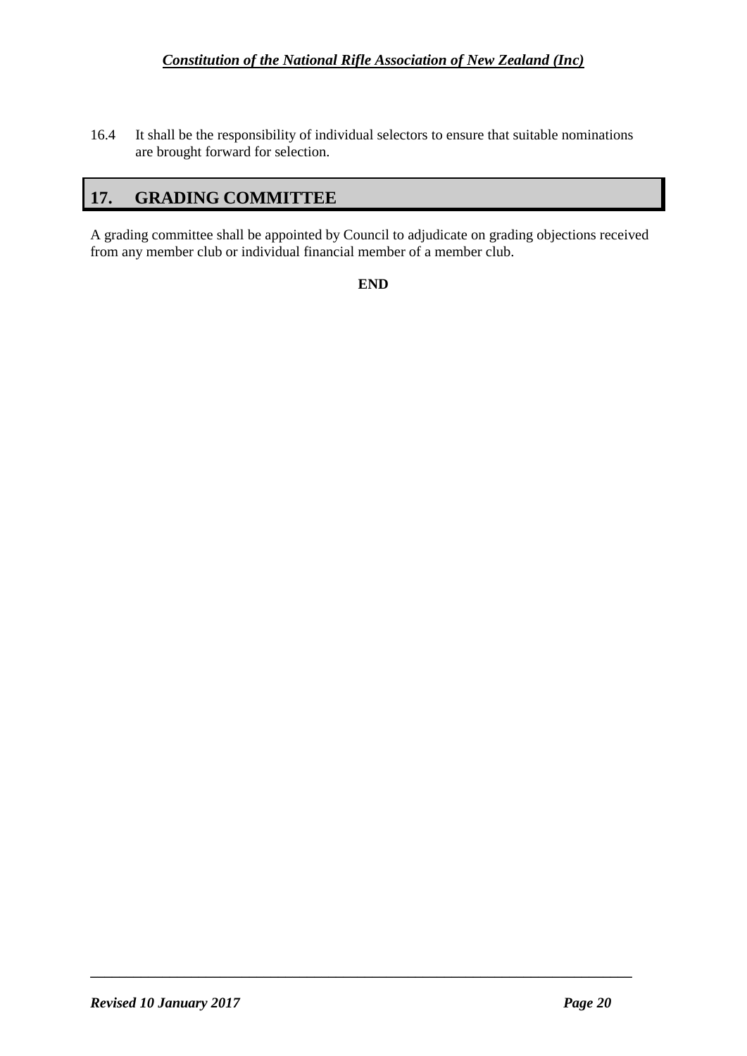16.4 It shall be the responsibility of individual selectors to ensure that suitable nominations are brought forward for selection.

## 17. GRADING COMMITTEE

A grading committee shall be appointed by Council to adjudicate on grading objections received from any member club or individual financial member of a member club.

**END**